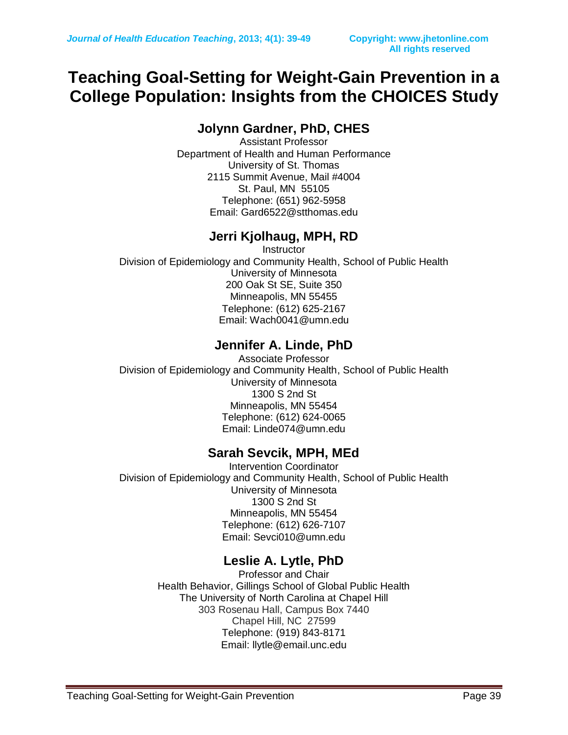# Teaching Goal-Setting for Weight-Gain Prevention in a College Population: Insights from the CHOICES Study

## Jolynn Gardner, PhD, CHES

Assistant Professor
Department of Health and Human Performance
University of St. Thomas
2115 Summit Avenue, Mail #4004
St. Paul, MN 55105
Telephone: (651) 962-5958
Email: Gard6522@stthomas.edu

## Jerri Kjolhaug, MPH, RD

Instructor
Division of Epidemiology and Community Health, School of Public Health
University of Minnesota
200 Oak St SE, Suite 350
Minneapolis, MN 55455
Telephone: (612) 625-2167
Email: Wach0041@umn.edu

## Jennifer A. Linde, PhD

Associate Professor
Division of Epidemiology and Community Health, School of Public Health
University of Minnesota
1300 S 2nd St
Minneapolis, MN 55454
Telephone: (612) 624-0065
Email: Linde074@umn.edu

## Sarah Sevcik, MPH, MEd

Intervention Coordinator
Division of Epidemiology and Community Health, School of Public Health
University of Minnesota
1300 S 2nd St
Minneapolis, MN 55454
Telephone: (612) 626-7107
Email: Sevci010@umn.edu

## Leslie A. Lytle, PhD

Professor and Chair
Health Behavior, Gillings School of Global Public Health
The University of North Carolina at Chapel Hill
303 Rosenau Hall, Campus Box 7440
Chapel Hill, NC 27599
Telephone: (919) 843-8171
Email: llytle@email.unc.edu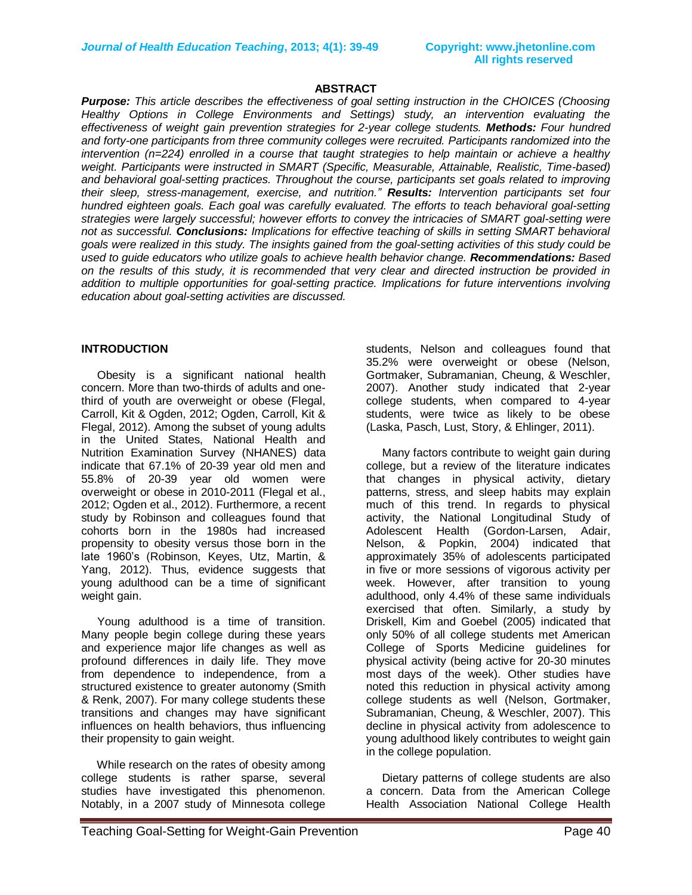## ABSTRACT

***Purpose:*** *This article describes the effectiveness of goal setting instruction in the CHOICES (Choosing Healthy Options in College Environments and Settings) study, an intervention evaluating the effectiveness of weight gain prevention strategies for 2-year college students.* ***Methods:*** *Four hundred and forty-one participants from three community colleges were recruited. Participants randomized into the intervention (n=224) enrolled in a course that taught strategies to help maintain or achieve a healthy weight. Participants were instructed in SMART (Specific, Measurable, Attainable, Realistic, Time-based) and behavioral goal-setting practices. Throughout the course, participants set goals related to improving their sleep, stress-management, exercise, and nutrition."* ***Results:*** *Intervention participants set four hundred eighteen goals. Each goal was carefully evaluated. The efforts to teach behavioral goal-setting strategies were largely successful; however efforts to convey the intricacies of SMART goal-setting were not as successful.* ***Conclusions:*** *Implications for effective teaching of skills in setting SMART behavioral goals were realized in this study. The insights gained from the goal-setting activities of this study could be used to guide educators who utilize goals to achieve health behavior change.* ***Recommendations:*** *Based on the results of this study, it is recommended that very clear and directed instruction be provided in addition to multiple opportunities for goal-setting practice. Implications for future interventions involving education about goal-setting activities are discussed.*

## INTRODUCTION

Obesity is a significant national health concern. More than two-thirds of adults and one-third of youth are overweight or obese (Flegal, Carroll, Kit & Ogden, 2012; Ogden, Carroll, Kit & Flegal, 2012). Among the subset of young adults in the United States, National Health and Nutrition Examination Survey (NHANES) data indicate that 67.1% of 20-39 year old men and 55.8% of 20-39 year old women were overweight or obese in 2010-2011 (Flegal et al., 2012; Ogden et al., 2012). Furthermore, a recent study by Robinson and colleagues found that cohorts born in the 1980s had increased propensity to obesity versus those born in the late 1960's (Robinson, Keyes, Utz, Martin, & Yang, 2012). Thus, evidence suggests that young adulthood can be a time of significant weight gain.

Young adulthood is a time of transition. Many people begin college during these years and experience major life changes as well as profound differences in daily life. They move from dependence to independence, from a structured existence to greater autonomy (Smith & Renk, 2007). For many college students these transitions and changes may have significant influences on health behaviors, thus influencing their propensity to gain weight.

While research on the rates of obesity among college students is rather sparse, several studies have investigated this phenomenon. Notably, in a 2007 study of Minnesota college students, Nelson and colleagues found that 35.2% were overweight or obese (Nelson, Gortmaker, Subramanian, Cheung, & Weschler, 2007). Another study indicated that 2-year college students, when compared to 4-year students, were twice as likely to be obese (Laska, Pasch, Lust, Story, & Ehlinger, 2011).

Many factors contribute to weight gain during college, but a review of the literature indicates that changes in physical activity, dietary patterns, stress, and sleep habits may explain much of this trend. In regards to physical activity, the National Longitudinal Study of Adolescent Health (Gordon-Larsen, Adair, Nelson, & Popkin, 2004) indicated that approximately 35% of adolescents participated in five or more sessions of vigorous activity per week. However, after transition to young adulthood, only 4.4% of these same individuals exercised that often. Similarly, a study by Driskell, Kim and Goebel (2005) indicated that only 50% of all college students met American College of Sports Medicine guidelines for physical activity (being active for 20-30 minutes most days of the week). Other studies have noted this reduction in physical activity among college students as well (Nelson, Gortmaker, Subramanian, Cheung, & Weschler, 2007). This decline in physical activity from adolescence to young adulthood likely contributes to weight gain in the college population.

Dietary patterns of college students are also a concern. Data from the American College Health Association National College Health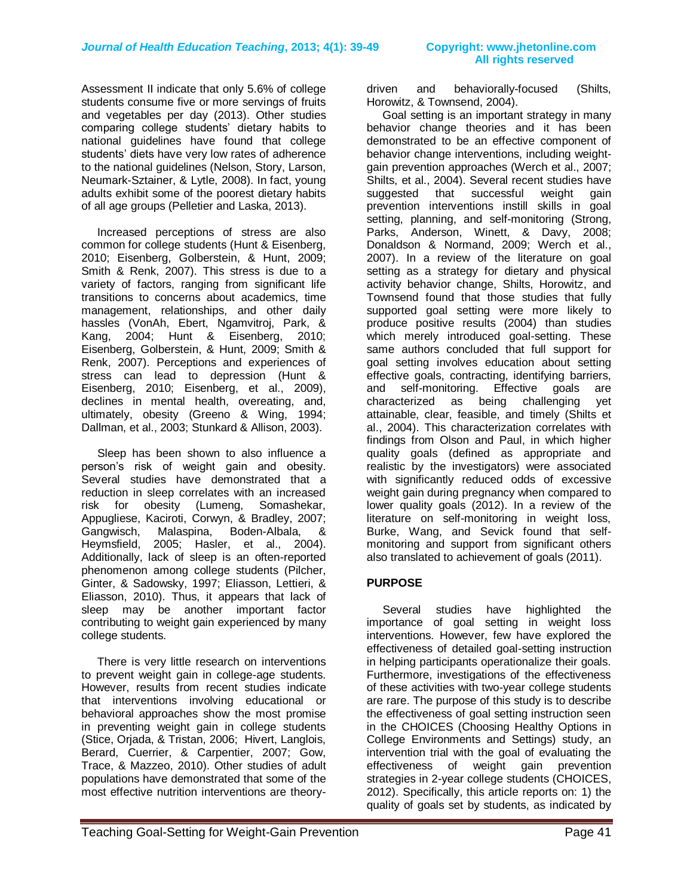Assessment II indicate that only 5.6% of college students consume five or more servings of fruits and vegetables per day (2013). Other studies comparing college students' dietary habits to national guidelines have found that college students' diets have very low rates of adherence to the national guidelines (Nelson, Story, Larson, Neumark-Sztainer, & Lytle, 2008). In fact, young adults exhibit some of the poorest dietary habits of all age groups (Pelletier and Laska, 2013).

Increased perceptions of stress are also common for college students (Hunt & Eisenberg, 2010; Eisenberg, Golberstein, & Hunt, 2009; Smith & Renk, 2007). This stress is due to a variety of factors, ranging from significant life transitions to concerns about academics, time management, relationships, and other daily hassles (VonAh, Ebert, Ngamvitroj, Park, & Kang, 2004; Hunt & Eisenberg, 2010; Eisenberg, Golberstein, & Hunt, 2009; Smith & Renk, 2007). Perceptions and experiences of stress can lead to depression (Hunt & Eisenberg, 2010; Eisenberg, et al., 2009), declines in mental health, overeating, and, ultimately, obesity (Greeno & Wing, 1994; Dallman, et al., 2003; Stunkard & Allison, 2003).

Sleep has been shown to also influence a person's risk of weight gain and obesity. Several studies have demonstrated that a reduction in sleep correlates with an increased risk for obesity (Lumeng, Somashekar, Appugliese, Kaciroti, Corwyn, & Bradley, 2007; Gangwisch, Malaspina, Boden-Albala, & Heymsfield, 2005; Hasler, et al., 2004). Additionally, lack of sleep is an often-reported phenomenon among college students (Pilcher, Ginter, & Sadowsky, 1997; Eliasson, Lettieri, & Eliasson, 2010). Thus, it appears that lack of sleep may be another important factor contributing to weight gain experienced by many college students.

There is very little research on interventions to prevent weight gain in college-age students. However, results from recent studies indicate that interventions involving educational or behavioral approaches show the most promise in preventing weight gain in college students (Stice, Orjada, & Tristan, 2006; Hivert, Langlois, Berard, Cuerrier, & Carpentier, 2007; Gow, Trace, & Mazzeo, 2010). Other studies of adult populations have demonstrated that some of the most effective nutrition interventions are theory-driven and behaviorally-focused (Shilts, Horowitz, & Townsend, 2004).

Goal setting is an important strategy in many behavior change theories and it has been demonstrated to be an effective component of behavior change interventions, including weight-gain prevention approaches (Werch et al., 2007; Shilts, et al., 2004). Several recent studies have suggested that successful weight gain prevention interventions instill skills in goal setting, planning, and self-monitoring (Strong, Parks, Anderson, Winett, & Davy, 2008; Donaldson & Normand, 2009; Werch et al., 2007). In a review of the literature on goal setting as a strategy for dietary and physical activity behavior change, Shilts, Horowitz, and Townsend found that those studies that fully supported goal setting were more likely to produce positive results (2004) than studies which merely introduced goal-setting. These same authors concluded that full support for goal setting involves education about setting effective goals, contracting, identifying barriers, and self-monitoring. Effective goals are characterized as being challenging yet attainable, clear, feasible, and timely (Shilts et al., 2004). This characterization correlates with findings from Olson and Paul, in which higher quality goals (defined as appropriate and realistic by the investigators) were associated with significantly reduced odds of excessive weight gain during pregnancy when compared to lower quality goals (2012). In a review of the literature on self-monitoring in weight loss, Burke, Wang, and Sevick found that self-monitoring and support from significant others also translated to achievement of goals (2011).

## PURPOSE

Several studies have highlighted the importance of goal setting in weight loss interventions. However, few have explored the effectiveness of detailed goal-setting instruction in helping participants operationalize their goals. Furthermore, investigations of the effectiveness of these activities with two-year college students are rare. The purpose of this study is to describe the effectiveness of goal setting instruction seen in the CHOICES (Choosing Healthy Options in College Environments and Settings) study, an intervention trial with the goal of evaluating the effectiveness of weight gain prevention strategies in 2-year college students (CHOICES, 2012). Specifically, this article reports on: 1) the quality of goals set by students, as indicated by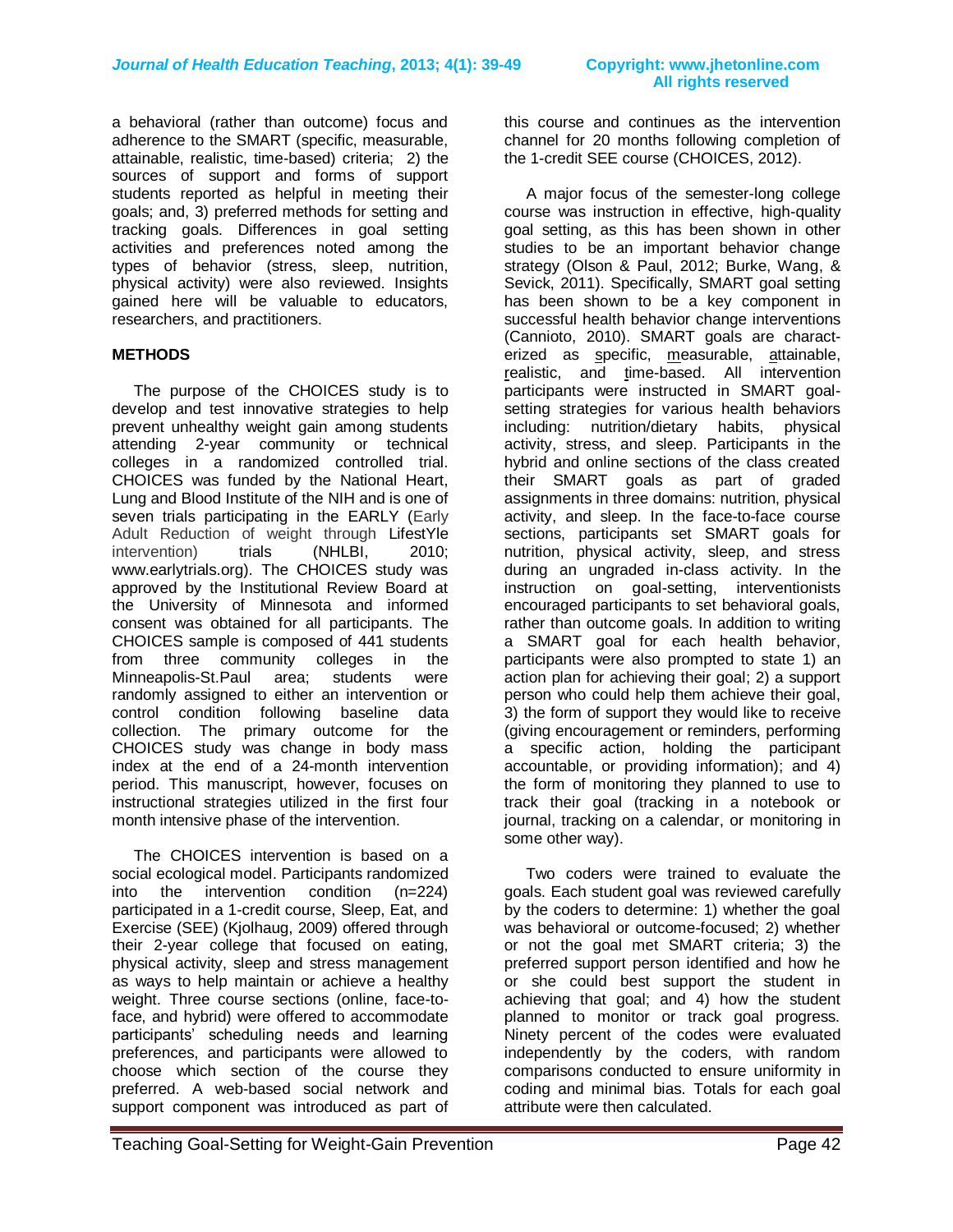a behavioral (rather than outcome) focus and adherence to the SMART (specific, measurable, attainable, realistic, time-based) criteria; 2) the sources of support and forms of support students reported as helpful in meeting their goals; and, 3) preferred methods for setting and tracking goals. Differences in goal setting activities and preferences noted among the types of behavior (stress, sleep, nutrition, physical activity) were also reviewed. Insights gained here will be valuable to educators, researchers, and practitioners.

## METHODS

The purpose of the CHOICES study is to develop and test innovative strategies to help prevent unhealthy weight gain among students attending 2-year community or technical colleges in a randomized controlled trial. CHOICES was funded by the National Heart, Lung and Blood Institute of the NIH and is one of seven trials participating in the EARLY (Early Adult Reduction of weight through LifestYle intervention) trials (NHLBI, 2010; www.earlytrials.org). The CHOICES study was approved by the Institutional Review Board at the University of Minnesota and informed consent was obtained for all participants. The CHOICES sample is composed of 441 students from three community colleges in the Minneapolis-St.Paul area; students were randomly assigned to either an intervention or control condition following baseline data collection. The primary outcome for the CHOICES study was change in body mass index at the end of a 24-month intervention period. This manuscript, however, focuses on instructional strategies utilized in the first four month intensive phase of the intervention.

The CHOICES intervention is based on a social ecological model. Participants randomized into the intervention condition (n=224) participated in a 1-credit course, Sleep, Eat, and Exercise (SEE) (Kjolhaug, 2009) offered through their 2-year college that focused on eating, physical activity, sleep and stress management as ways to help maintain or achieve a healthy weight. Three course sections (online, face-to-face, and hybrid) were offered to accommodate participants' scheduling needs and learning preferences, and participants were allowed to choose which section of the course they preferred. A web-based social network and support component was introduced as part of this course and continues as the intervention channel for 20 months following completion of the 1-credit SEE course (CHOICES, 2012).

A major focus of the semester-long college course was instruction in effective, high-quality goal setting, as this has been shown in other studies to be an important behavior change strategy (Olson & Paul, 2012; Burke, Wang, & Sevick, 2011). Specifically, SMART goal setting has been shown to be a key component in successful health behavior change interventions (Cannioto, 2010). SMART goals are characterized as specific, measurable, attainable, realistic, and time-based. All intervention participants were instructed in SMART goal-setting strategies for various health behaviors including: nutrition/dietary habits, physical activity, stress, and sleep. Participants in the hybrid and online sections of the class created their SMART goals as part of graded assignments in three domains: nutrition, physical activity, and sleep. In the face-to-face course sections, participants set SMART goals for nutrition, physical activity, sleep, and stress during an ungraded in-class activity. In the instruction on goal-setting, interventionists encouraged participants to set behavioral goals, rather than outcome goals. In addition to writing a SMART goal for each health behavior, participants were also prompted to state 1) an action plan for achieving their goal; 2) a support person who could help them achieve their goal, 3) the form of support they would like to receive (giving encouragement or reminders, performing a specific action, holding the participant accountable, or providing information); and 4) the form of monitoring they planned to use to track their goal (tracking in a notebook or journal, tracking on a calendar, or monitoring in some other way).

Two coders were trained to evaluate the goals. Each student goal was reviewed carefully by the coders to determine: 1) whether the goal was behavioral or outcome-focused; 2) whether or not the goal met SMART criteria; 3) the preferred support person identified and how he or she could best support the student in achieving that goal; and 4) how the student planned to monitor or track goal progress. Ninety percent of the codes were evaluated independently by the coders, with random comparisons conducted to ensure uniformity in coding and minimal bias. Totals for each goal attribute were then calculated.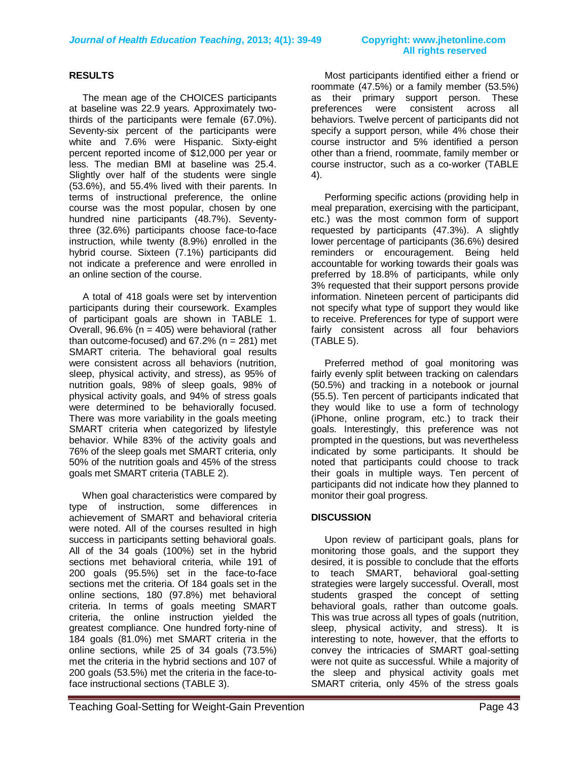## RESULTS

The mean age of the CHOICES participants at baseline was 22.9 years. Approximately two-thirds of the participants were female (67.0%). Seventy-six percent of the participants were white and 7.6% were Hispanic. Sixty-eight percent reported income of $12,000 per year or less. The median BMI at baseline was 25.4. Slightly over half of the students were single (53.6%), and 55.4% lived with their parents. In terms of instructional preference, the online course was the most popular, chosen by one hundred nine participants (48.7%). Seventy-three (32.6%) participants choose face-to-face instruction, while twenty (8.9%) enrolled in the hybrid course. Sixteen (7.1%) participants did not indicate a preference and were enrolled in an online section of the course.

A total of 418 goals were set by intervention participants during their coursework. Examples of participant goals are shown in TABLE 1. Overall, 96.6% (n = 405) were behavioral (rather than outcome-focused) and 67.2% (n = 281) met SMART criteria. The behavioral goal results were consistent across all behaviors (nutrition, sleep, physical activity, and stress), as 95% of nutrition goals, 98% of sleep goals, 98% of physical activity goals, and 94% of stress goals were determined to be behaviorally focused. There was more variability in the goals meeting SMART criteria when categorized by lifestyle behavior. While 83% of the activity goals and 76% of the sleep goals met SMART criteria, only 50% of the nutrition goals and 45% of the stress goals met SMART criteria (TABLE 2).

When goal characteristics were compared by type of instruction, some differences in achievement of SMART and behavioral criteria were noted. All of the courses resulted in high success in participants setting behavioral goals. All of the 34 goals (100%) set in the hybrid sections met behavioral criteria, while 191 of 200 goals (95.5%) set in the face-to-face sections met the criteria. Of 184 goals set in the online sections, 180 (97.8%) met behavioral criteria. In terms of goals meeting SMART criteria, the online instruction yielded the greatest compliance. One hundred forty-nine of 184 goals (81.0%) met SMART criteria in the online sections, while 25 of 34 goals (73.5%) met the criteria in the hybrid sections and 107 of 200 goals (53.5%) met the criteria in the face-to-face instructional sections (TABLE 3).

Most participants identified either a friend or roommate (47.5%) or a family member (53.5%) as their primary support person. These preferences were consistent across all behaviors. Twelve percent of participants did not specify a support person, while 4% chose their course instructor and 5% identified a person other than a friend, roommate, family member or course instructor, such as a co-worker (TABLE 4).

Performing specific actions (providing help in meal preparation, exercising with the participant, etc.) was the most common form of support requested by participants (47.3%). A slightly lower percentage of participants (36.6%) desired reminders or encouragement. Being held accountable for working towards their goals was preferred by 18.8% of participants, while only 3% requested that their support persons provide information. Nineteen percent of participants did not specify what type of support they would like to receive. Preferences for type of support were fairly consistent across all four behaviors (TABLE 5).

Preferred method of goal monitoring was fairly evenly split between tracking on calendars (50.5%) and tracking in a notebook or journal (55.5). Ten percent of participants indicated that they would like to use a form of technology (iPhone, online program, etc.) to track their goals. Interestingly, this preference was not prompted in the questions, but was nevertheless indicated by some participants. It should be noted that participants could choose to track their goals in multiple ways. Ten percent of participants did not indicate how they planned to monitor their goal progress.

## DISCUSSION

Upon review of participant goals, plans for monitoring those goals, and the support they desired, it is possible to conclude that the efforts to teach SMART, behavioral goal-setting strategies were largely successful. Overall, most students grasped the concept of setting behavioral goals, rather than outcome goals. This was true across all types of goals (nutrition, sleep, physical activity, and stress). It is interesting to note, however, that the efforts to convey the intricacies of SMART goal-setting were not quite as successful. While a majority of the sleep and physical activity goals met SMART criteria, only 45% of the stress goals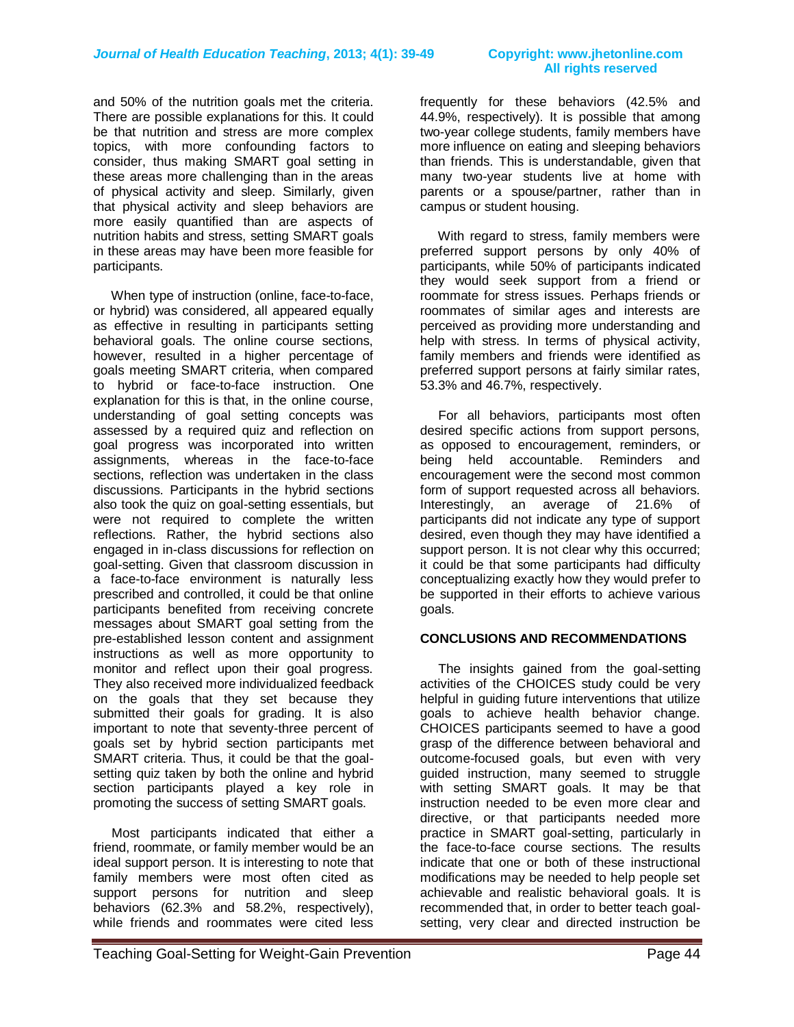and 50% of the nutrition goals met the criteria. There are possible explanations for this. It could be that nutrition and stress are more complex topics, with more confounding factors to consider, thus making SMART goal setting in these areas more challenging than in the areas of physical activity and sleep. Similarly, given that physical activity and sleep behaviors are more easily quantified than are aspects of nutrition habits and stress, setting SMART goals in these areas may have been more feasible for participants.

When type of instruction (online, face-to-face, or hybrid) was considered, all appeared equally as effective in resulting in participants setting behavioral goals. The online course sections, however, resulted in a higher percentage of goals meeting SMART criteria, when compared to hybrid or face-to-face instruction. One explanation for this is that, in the online course, understanding of goal setting concepts was assessed by a required quiz and reflection on goal progress was incorporated into written assignments, whereas in the face-to-face sections, reflection was undertaken in the class discussions. Participants in the hybrid sections also took the quiz on goal-setting essentials, but were not required to complete the written reflections. Rather, the hybrid sections also engaged in in-class discussions for reflection on goal-setting. Given that classroom discussion in a face-to-face environment is naturally less prescribed and controlled, it could be that online participants benefited from receiving concrete messages about SMART goal setting from the pre-established lesson content and assignment instructions as well as more opportunity to monitor and reflect upon their goal progress. They also received more individualized feedback on the goals that they set because they submitted their goals for grading. It is also important to note that seventy-three percent of goals set by hybrid section participants met SMART criteria. Thus, it could be that the goal-setting quiz taken by both the online and hybrid section participants played a key role in promoting the success of setting SMART goals.

Most participants indicated that either a friend, roommate, or family member would be an ideal support person. It is interesting to note that family members were most often cited as support persons for nutrition and sleep behaviors (62.3% and 58.2%, respectively), while friends and roommates were cited less frequently for these behaviors (42.5% and 44.9%, respectively). It is possible that among two-year college students, family members have more influence on eating and sleeping behaviors than friends. This is understandable, given that many two-year students live at home with parents or a spouse/partner, rather than in campus or student housing.

With regard to stress, family members were preferred support persons by only 40% of participants, while 50% of participants indicated they would seek support from a friend or roommate for stress issues. Perhaps friends or roommates of similar ages and interests are perceived as providing more understanding and help with stress. In terms of physical activity, family members and friends were identified as preferred support persons at fairly similar rates, 53.3% and 46.7%, respectively.

For all behaviors, participants most often desired specific actions from support persons, as opposed to encouragement, reminders, or being held accountable. Reminders and encouragement were the second most common form of support requested across all behaviors. Interestingly, an average of 21.6% of participants did not indicate any type of support desired, even though they may have identified a support person. It is not clear why this occurred; it could be that some participants had difficulty conceptualizing exactly how they would prefer to be supported in their efforts to achieve various goals.

## CONCLUSIONS AND RECOMMENDATIONS

The insights gained from the goal-setting activities of the CHOICES study could be very helpful in guiding future interventions that utilize goals to achieve health behavior change. CHOICES participants seemed to have a good grasp of the difference between behavioral and outcome-focused goals, but even with very guided instruction, many seemed to struggle with setting SMART goals. It may be that instruction needed to be even more clear and directive, or that participants needed more practice in SMART goal-setting, particularly in the face-to-face course sections. The results indicate that one or both of these instructional modifications may be needed to help people set achievable and realistic behavioral goals. It is recommended that, in order to better teach goal-setting, very clear and directed instruction be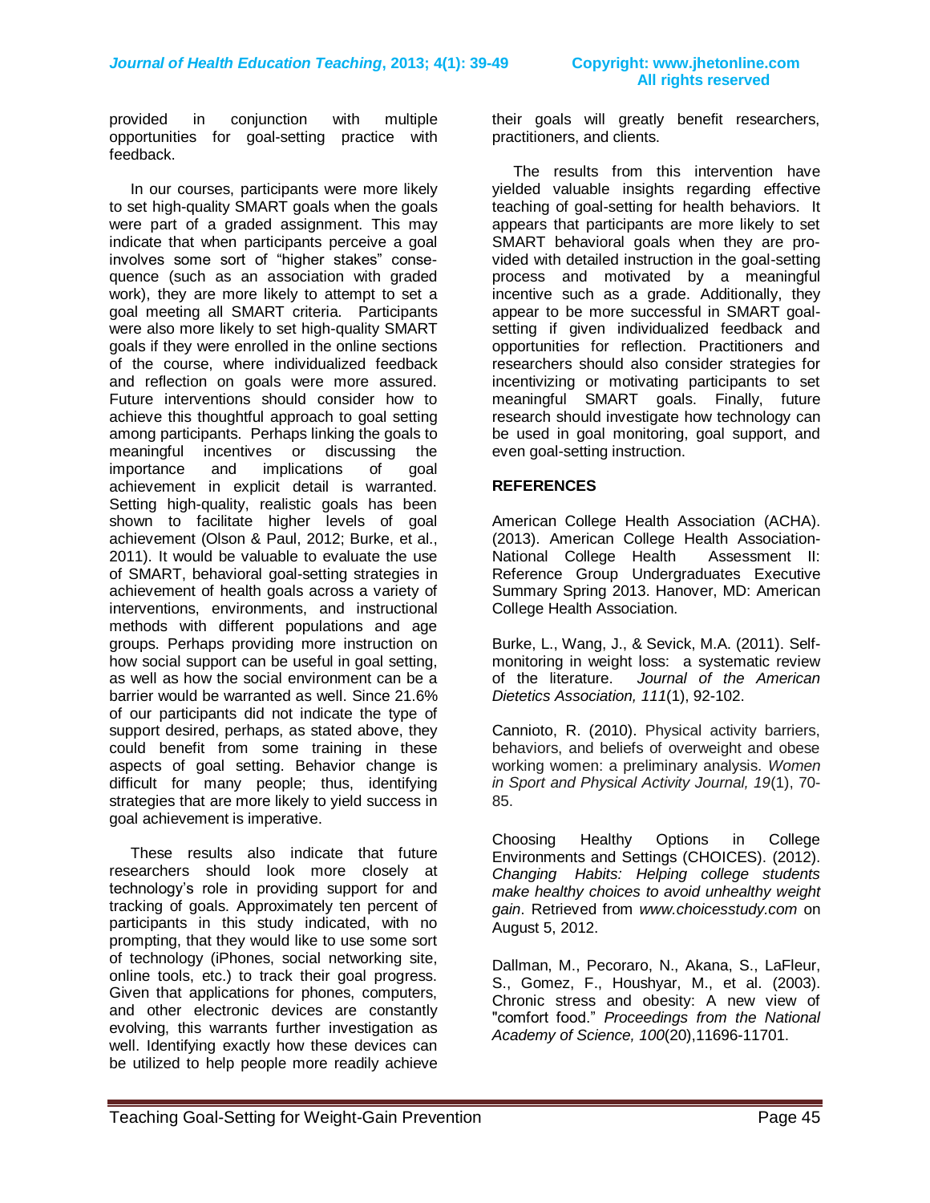provided in conjunction with multiple opportunities for goal-setting practice with feedback.

In our courses, participants were more likely to set high-quality SMART goals when the goals were part of a graded assignment. This may indicate that when participants perceive a goal involves some sort of "higher stakes" consequence (such as an association with graded work), they are more likely to attempt to set a goal meeting all SMART criteria. Participants were also more likely to set high-quality SMART goals if they were enrolled in the online sections of the course, where individualized feedback and reflection on goals were more assured. Future interventions should consider how to achieve this thoughtful approach to goal setting among participants. Perhaps linking the goals to meaningful incentives or discussing the importance and implications of goal achievement in explicit detail is warranted. Setting high-quality, realistic goals has been shown to facilitate higher levels of goal achievement (Olson & Paul, 2012; Burke, et al., 2011). It would be valuable to evaluate the use of SMART, behavioral goal-setting strategies in achievement of health goals across a variety of interventions, environments, and instructional methods with different populations and age groups. Perhaps providing more instruction on how social support can be useful in goal setting, as well as how the social environment can be a barrier would be warranted as well. Since 21.6% of our participants did not indicate the type of support desired, perhaps, as stated above, they could benefit from some training in these aspects of goal setting. Behavior change is difficult for many people; thus, identifying strategies that are more likely to yield success in goal achievement is imperative.

These results also indicate that future researchers should look more closely at technology's role in providing support for and tracking of goals. Approximately ten percent of participants in this study indicated, with no prompting, that they would like to use some sort of technology (iPhones, social networking site, online tools, etc.) to track their goal progress. Given that applications for phones, computers, and other electronic devices are constantly evolving, this warrants further investigation as well. Identifying exactly how these devices can be utilized to help people more readily achieve their goals will greatly benefit researchers, practitioners, and clients.

The results from this intervention have yielded valuable insights regarding effective teaching of goal-setting for health behaviors. It appears that participants are more likely to set SMART behavioral goals when they are provided with detailed instruction in the goal-setting process and motivated by a meaningful incentive such as a grade. Additionally, they appear to be more successful in SMART goal-setting if given individualized feedback and opportunities for reflection. Practitioners and researchers should also consider strategies for incentivizing or motivating participants to set meaningful SMART goals. Finally, future research should investigate how technology can be used in goal monitoring, goal support, and even goal-setting instruction.

## REFERENCES

American College Health Association (ACHA). (2013). American College Health Association-National College Health Assessment II: Reference Group Undergraduates Executive Summary Spring 2013. Hanover, MD: American College Health Association.

Burke, L., Wang, J., & Sevick, M.A. (2011). Self-monitoring in weight loss: a systematic review of the literature. *Journal of the American Dietetics Association, 111*(1), 92-102.

Cannioto, R. (2010). Physical activity barriers, behaviors, and beliefs of overweight and obese working women: a preliminary analysis. *Women in Sport and Physical Activity Journal, 19*(1), 70-85.

Choosing Healthy Options in College Environments and Settings (CHOICES). (2012). *Changing Habits: Helping college students make healthy choices to avoid unhealthy weight gain*. Retrieved from *www.choicesstudy.com* on August 5, 2012.

Dallman, M., Pecoraro, N., Akana, S., LaFleur, S., Gomez, F., Houshyar, M., et al. (2003). Chronic stress and obesity: A new view of "comfort food." *Proceedings from the National Academy of Science, 100*(20),11696-11701.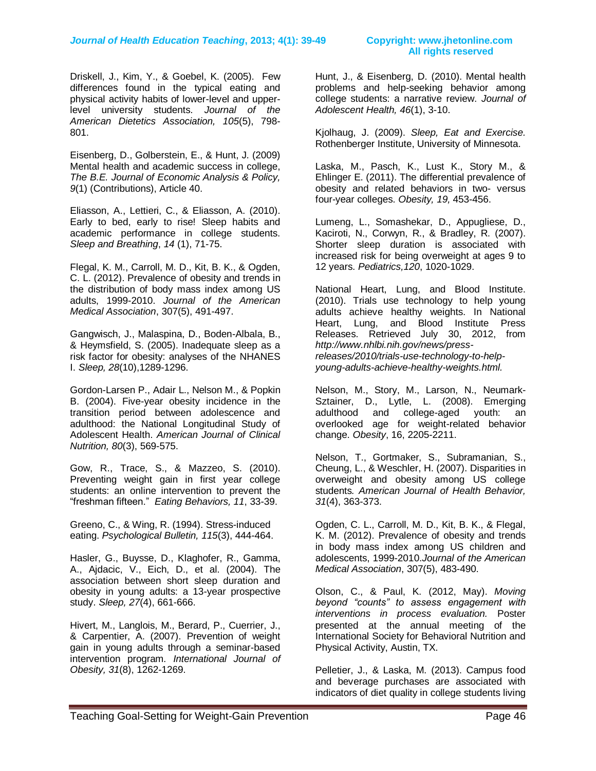Driskell, J., Kim, Y., & Goebel, K. (2005). Few differences found in the typical eating and physical activity habits of lower-level and upper-level university students. *Journal of the American Dietetics Association, 105*(5), 798-801.

Eisenberg, D., Golberstein, E., & Hunt, J. (2009) Mental health and academic success in college, *The B.E. Journal of Economic Analysis & Policy, 9*(1) (Contributions), Article 40.

Eliasson, A., Lettieri, C., & Eliasson, A. (2010). Early to bed, early to rise! Sleep habits and academic performance in college students. *Sleep and Breathing*, *14* (1), 71-75.

Flegal, K. M., Carroll, M. D., Kit, B. K., & Ogden, C. L. (2012). Prevalence of obesity and trends in the distribution of body mass index among US adults, 1999-2010. *Journal of the American Medical Association*, 307(5), 491-497.

Gangwisch, J., Malaspina, D., Boden-Albala, B., & Heymsfield, S. (2005). Inadequate sleep as a risk factor for obesity: analyses of the NHANES I. *Sleep, 28*(10),1289-1296.

Gordon-Larsen P., Adair L., Nelson M., & Popkin B. (2004). Five-year obesity incidence in the transition period between adolescence and adulthood: the National Longitudinal Study of Adolescent Health. *American Journal of Clinical Nutrition, 80*(3), 569-575.

Gow, R., Trace, S., & Mazzeo, S. (2010). Preventing weight gain in first year college students: an online intervention to prevent the "freshman fifteen." *Eating Behaviors, 11*, 33-39.

Greeno, C., & Wing, R. (1994). Stress-induced eating. *Psychological Bulletin, 115*(3), 444-464.

Hasler, G., Buysse, D., Klaghofer, R., Gamma, A., Ajdacic, V., Eich, D., et al. (2004). The association between short sleep duration and obesity in young adults: a 13-year prospective study. *Sleep, 27*(4), 661-666.

Hivert, M., Langlois, M., Berard, P., Cuerrier, J., & Carpentier, A. (2007). Prevention of weight gain in young adults through a seminar-based intervention program. *International Journal of Obesity, 31*(8), 1262-1269.

Hunt, J., & Eisenberg, D. (2010). Mental health problems and help-seeking behavior among college students: a narrative review. *Journal of Adolescent Health, 46*(1), 3-10.

Kjolhaug, J. (2009). *Sleep, Eat and Exercise.* Rothenberger Institute, University of Minnesota.

Laska, M., Pasch, K., Lust K., Story M., & Ehlinger E. (2011). The differential prevalence of obesity and related behaviors in two- versus four-year colleges. *Obesity, 19,* 453-456.

Lumeng, L., Somashekar, D., Appugliese, D., Kaciroti, N., Corwyn, R., & Bradley, R. (2007). Shorter sleep duration is associated with increased risk for being overweight at ages 9 to 12 years. *Pediatrics,120*, 1020-1029.

National Heart, Lung, and Blood Institute. (2010). Trials use technology to help young adults achieve healthy weights. In National Heart, Lung, and Blood Institute Press Releases. Retrieved July 30, 2012, from *http://www.nhlbi.nih.gov/news/press-releases/2010/trials-use-technology-to-help-young-adults-achieve-healthy-weights.html.*

Nelson, M., Story, M., Larson, N., Neumark-Sztainer, D., Lytle, L. (2008). Emerging adulthood and college-aged youth: an overlooked age for weight-related behavior change. *Obesity*, 16, 2205-2211.

Nelson, T., Gortmaker, S., Subramanian, S., Cheung, L., & Weschler, H. (2007). Disparities in overweight and obesity among US college students. *American Journal of Health Behavior, 31*(4), 363-373.

Ogden, C. L., Carroll, M. D., Kit, B. K., & Flegal, K. M. (2012). Prevalence of obesity and trends in body mass index among US children and adolescents, 1999-2010.*Journal of the American Medical Association*, 307(5), 483-490.

Olson, C., & Paul, K. (2012, May). *Moving beyond "counts" to assess engagement with interventions in process evaluation.* Poster presented at the annual meeting of the International Society for Behavioral Nutrition and Physical Activity, Austin, TX.

Pelletier, J., & Laska, M. (2013). Campus food and beverage purchases are associated with indicators of diet quality in college students living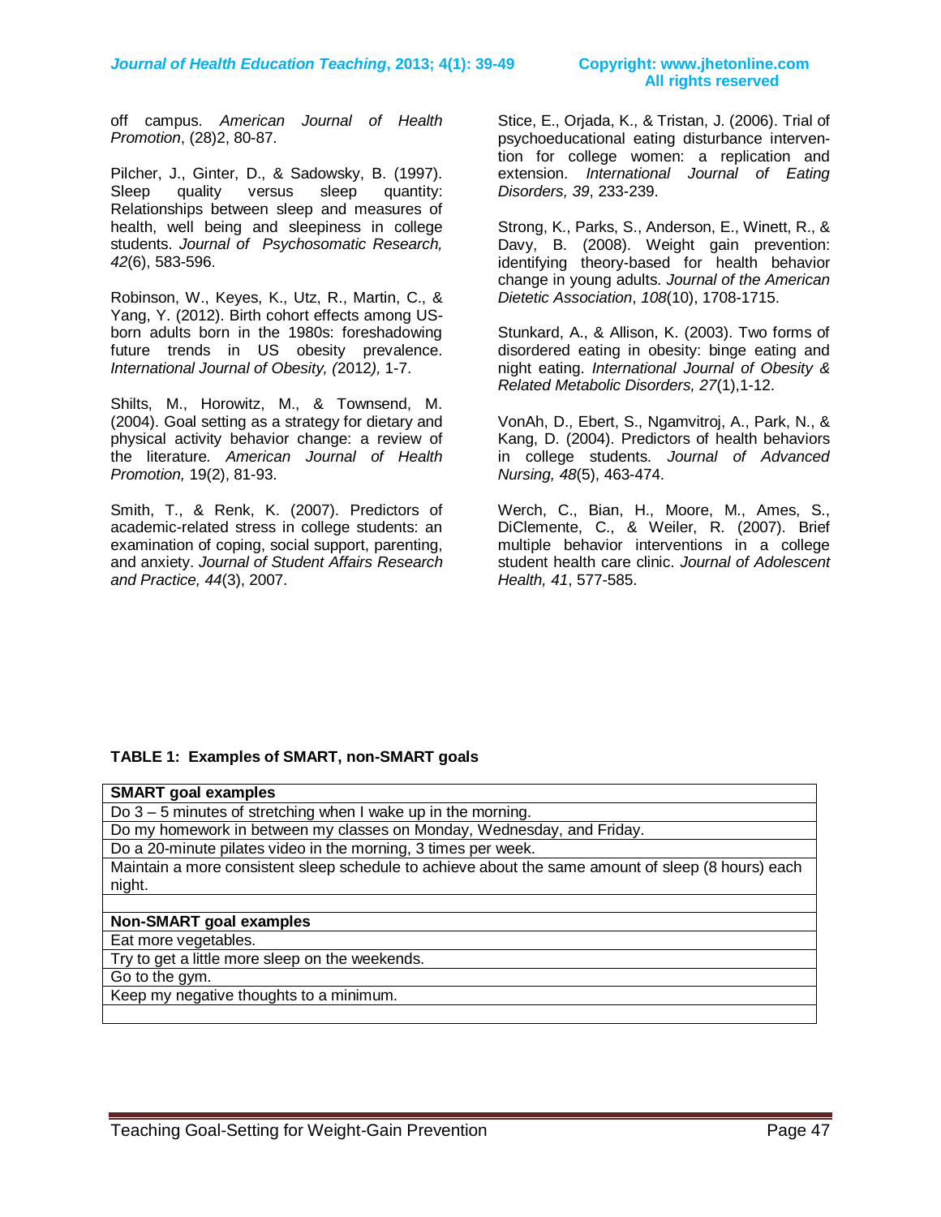off campus. *American Journal of Health Promotion*, (28)2, 80-87.

Pilcher, J., Ginter, D., & Sadowsky, B. (1997). Sleep quality versus sleep quantity: Relationships between sleep and measures of health, well being and sleepiness in college students. *Journal of Psychosomatic Research, 42*(6), 583-596.

Robinson, W., Keyes, K., Utz, R., Martin, C., & Yang, Y. (2012). Birth cohort effects among US-born adults born in the 1980s: foreshadowing future trends in US obesity prevalence. *International Journal of Obesity, (*2012*),* 1-7.

Shilts, M., Horowitz, M., & Townsend, M. (2004). Goal setting as a strategy for dietary and physical activity behavior change: a review of the literature. *American Journal of Health Promotion,* 19(2), 81-93.

Smith, T., & Renk, K. (2007). Predictors of academic-related stress in college students: an examination of coping, social support, parenting, and anxiety. *Journal of Student Affairs Research and Practice, 44*(3), 2007.

Stice, E., Orjada, K., & Tristan, J. (2006). Trial of psychoeducational eating disturbance intervention for college women: a replication and extension. *International Journal of Eating Disorders, 39*, 233-239.

Strong, K., Parks, S., Anderson, E., Winett, R., & Davy, B. (2008). Weight gain prevention: identifying theory-based for health behavior change in young adults. *Journal of the American Dietetic Association*, *108*(10), 1708-1715.

Stunkard, A., & Allison, K. (2003). Two forms of disordered eating in obesity: binge eating and night eating. *International Journal of Obesity & Related Metabolic Disorders, 27*(1),1-12.

VonAh, D., Ebert, S., Ngamvitroj, A., Park, N., & Kang, D. (2004). Predictors of health behaviors in college students. *Journal of Advanced Nursing, 48*(5), 463-474.

Werch, C., Bian, H., Moore, M., Ames, S., DiClemente, C., & Weiler, R. (2007). Brief multiple behavior interventions in a college student health care clinic. *Journal of Adolescent Health, 41*, 577-585.

**TABLE 1: Examples of SMART, non-SMART goals**

| **SMART goal examples** |
|---|
| Do 3 – 5 minutes of stretching when I wake up in the morning. |
| Do my homework in between my classes on Monday, Wednesday, and Friday. |
| Do a 20-minute pilates video in the morning, 3 times per week. |
| Maintain a more consistent sleep schedule to achieve about the same amount of sleep (8 hours) each night. |
| |
| **Non-SMART goal examples** |
| Eat more vegetables. |
| Try to get a little more sleep on the weekends. |
| Go to the gym. |
| Keep my negative thoughts to a minimum. |
| |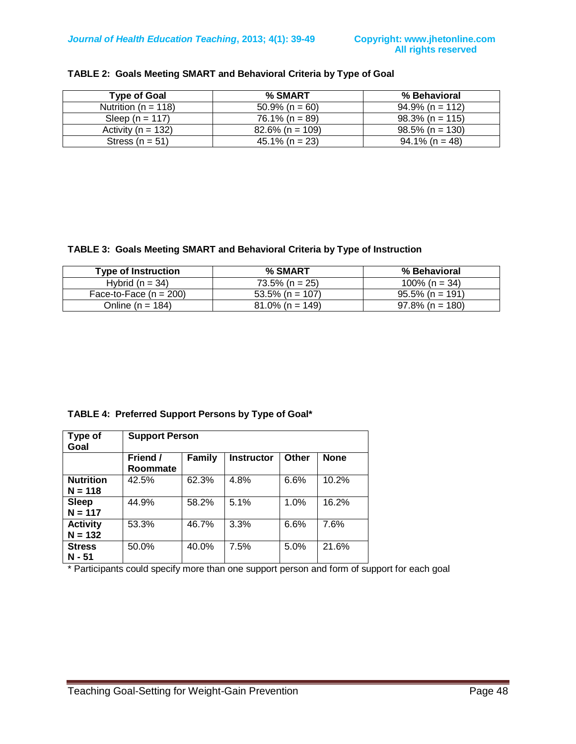**TABLE 2: Goals Meeting SMART and Behavioral Criteria by Type of Goal**

| Type of Goal | % SMART | % Behavioral |
|---|---|---|
| Nutrition (n = 118) | 50.9% (n = 60) | 94.9% (n = 112) |
| Sleep (n = 117) | 76.1% (n = 89) | 98.3% (n = 115) |
| Activity (n = 132) | 82.6% (n = 109) | 98.5% (n = 130) |
| Stress (n = 51) | 45.1% (n = 23) | 94.1% (n = 48) |

**TABLE 3: Goals Meeting SMART and Behavioral Criteria by Type of Instruction**

| Type of Instruction | % SMART | % Behavioral |
|---|---|---|
| Hybrid (n = 34) | 73.5% (n = 25) | 100% (n = 34) |
| Face-to-Face (n = 200) | 53.5% (n = 107) | 95.5% (n = 191) |
| Online (n = 184) | 81.0% (n = 149) | 97.8% (n = 180) |

**TABLE 4: Preferred Support Persons by Type of Goal***

| Type of Goal | Support Person | | | | |
|---|---|---|---|---|---|
| | **Friend / Roommate** | **Family** | **Instructor** | **Other** | **None** |
| **Nutrition N = 118** | 42.5% | 62.3% | 4.8% | 6.6% | 10.2% |
| **Sleep N = 117** | 44.9% | 58.2% | 5.1% | 1.0% | 16.2% |
| **Activity N = 132** | 53.3% | 46.7% | 3.3% | 6.6% | 7.6% |
| **Stress N - 51** | 50.0% | 40.0% | 7.5% | 5.0% | 21.6% |

\* Participants could specify more than one support person and form of support for each goal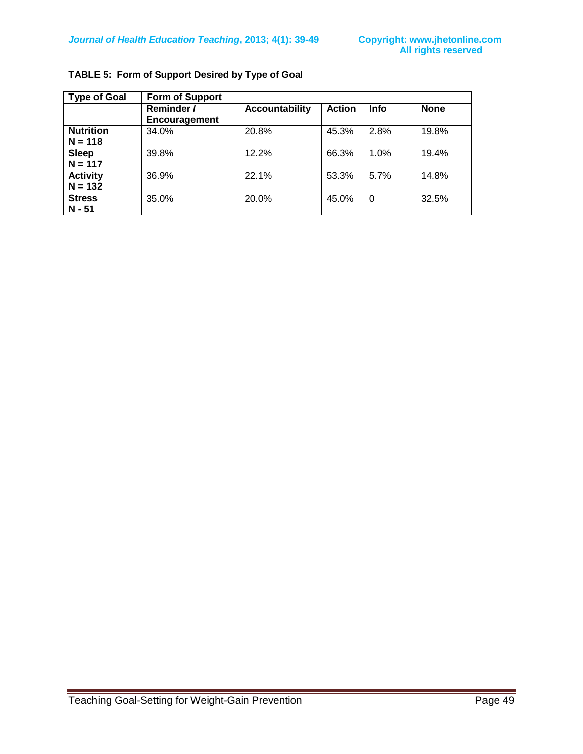**TABLE 5: Form of Support Desired by Type of Goal**

| Type of Goal | Form of Support | | | | |
|---|---|---|---|---|---|
| | Reminder / Encouragement | Accountability | Action | Info | None |
| **Nutrition N = 118** | 34.0% | 20.8% | 45.3% | 2.8% | 19.8% |
| **Sleep N = 117** | 39.8% | 12.2% | 66.3% | 1.0% | 19.4% |
| **Activity N = 132** | 36.9% | 22.1% | 53.3% | 5.7% | 14.8% |
| **Stress N - 51** | 35.0% | 20.0% | 45.0% | 0 | 32.5% |